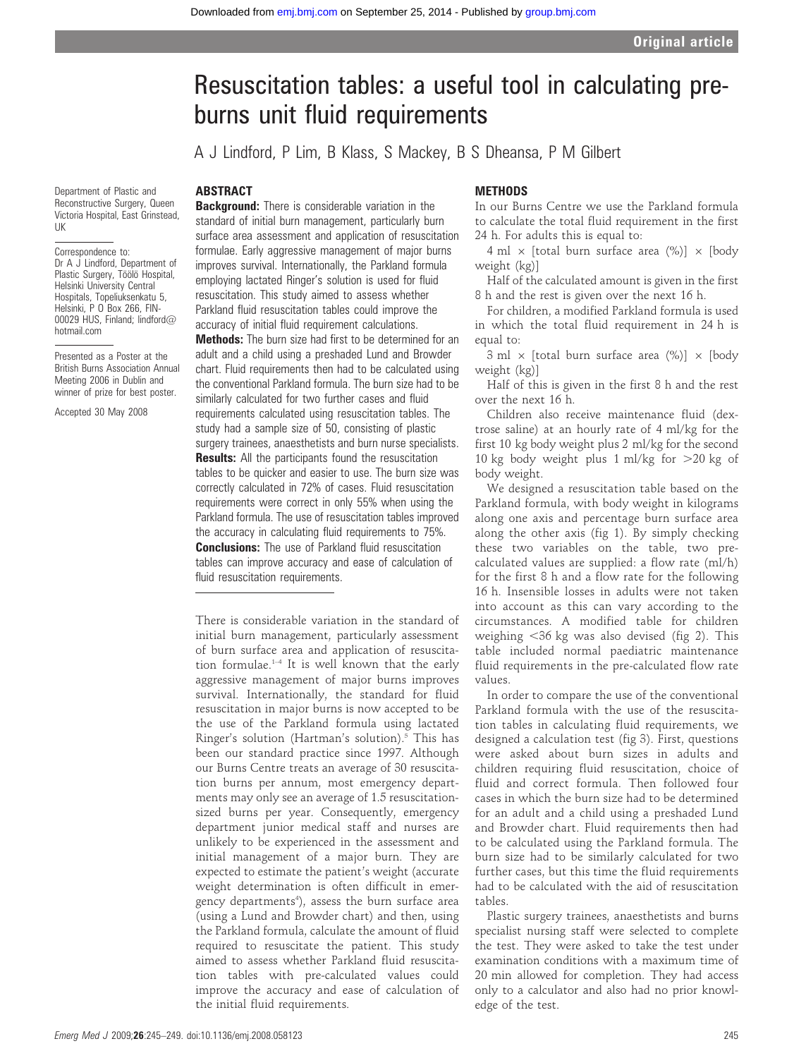# Resuscitation tables: a useful tool in calculating pre-burns unit fluid requirements

A J Lindford, P Lim, B Klass, S Mackey, B S Dheansa, P M Gilbert

Department of Plastic and Reconstructive Surgery, Queen Victoria Hospital, East Grinstead, UK

Correspondence to: Dr A J Lindford, Department of Plastic Surgery, Töölö Hospital, Helsinki University Central Hospitals, Topeliuksenkatu 5, Helsinki, P O Box 266, FIN-00029 HUS, Finland; lindford@hotmail.com

Presented as a Poster at the British Burns Association Annual Meeting 2006 in Dublin and winner of prize for best poster.

Accepted 30 May 2008

## ABSTRACT

**Background:** There is considerable variation in the standard of initial burn management, particularly burn surface area assessment and application of resuscitation formulae. Early aggressive management of major burns improves survival. Internationally, the Parkland formula employing lactated Ringer's solution is used for fluid resuscitation. This study aimed to assess whether Parkland fluid resuscitation tables could improve the accuracy of initial fluid requirement calculations.

**Methods:** The burn size had first to be determined for an adult and a child using a preshaded Lund and Browder chart. Fluid requirements then had to be calculated using the conventional Parkland formula. The burn size had to be similarly calculated for two further cases and fluid requirements calculated using resuscitation tables. The study had a sample size of 50, consisting of plastic surgery trainees, anaesthetists and burn nurse specialists.

**Results:** All the participants found the resuscitation tables to be quicker and easier to use. The burn size was correctly calculated in 72% of cases. Fluid resuscitation requirements were correct in only 55% when using the Parkland formula. The use of resuscitation tables improved the accuracy in calculating fluid requirements to 75%.

**Conclusions:** The use of Parkland fluid resuscitation tables can improve accuracy and ease of calculation of fluid resuscitation requirements.

There is considerable variation in the standard of initial burn management, particularly assessment of burn surface area and application of resuscitation formulae.[1–4] It is well known that the early aggressive management of major burns improves survival. Internationally, the standard for fluid resuscitation in major burns is now accepted to be the use of the Parkland formula using lactated Ringer's solution (Hartman's solution).[5] This has been our standard practice since 1997. Although our Burns Centre treats an average of 30 resuscitation burns per annum, most emergency departments may only see an average of 1.5 resuscitation-sized burns per year. Consequently, emergency department junior medical staff and nurses are unlikely to be experienced in the assessment and initial management of a major burn. They are expected to estimate the patient's weight (accurate weight determination is often difficult in emergency departments[4]), assess the burn surface area (using a Lund and Browder chart) and then, using the Parkland formula, calculate the amount of fluid required to resuscitate the patient. This study aimed to assess whether Parkland fluid resuscitation tables with pre-calculated values could improve the accuracy and ease of calculation of the initial fluid requirements.

## METHODS

In our Burns Centre we use the Parkland formula to calculate the total fluid requirement in the first 24 h. For adults this is equal to:

4 ml × [total burn surface area (%)] × [body weight (kg)]

Half of the calculated amount is given in the first 8 h and the rest is given over the next 16 h.

For children, a modified Parkland formula is used in which the total fluid requirement in 24 h is equal to:

3 ml × [total burn surface area (%)] × [body weight (kg)]

Half of this is given in the first 8 h and the rest over the next 16 h.

Children also receive maintenance fluid (dextrose saline) at an hourly rate of 4 ml/kg for the first 10 kg body weight plus 2 ml/kg for the second 10 kg body weight plus 1 ml/kg for >20 kg of body weight.

We designed a resuscitation table based on the Parkland formula, with body weight in kilograms along one axis and percentage burn surface area along the other axis (fig 1). By simply checking these two variables on the table, two pre-calculated values are supplied: a flow rate (ml/h) for the first 8 h and a flow rate for the following 16 h. Insensible losses in adults were not taken into account as this can vary according to the circumstances. A modified table for children weighing <36 kg was also devised (fig 2). This table included normal paediatric maintenance fluid requirements in the pre-calculated flow rate values.

In order to compare the use of the conventional Parkland formula with the use of the resuscitation tables in calculating fluid requirements, we designed a calculation test (fig 3). First, questions were asked about burn sizes in adults and children requiring fluid resuscitation, choice of fluid and correct formula. Then followed four cases in which the burn size had to be determined for an adult and a child using a preshaded Lund and Browder chart. Fluid requirements then had to be calculated using the Parkland formula. The burn size had to be similarly calculated for two further cases, but this time the fluid requirements had to be calculated with the aid of resuscitation tables.

Plastic surgery trainees, anaesthetists and burns specialist nursing staff were selected to complete the test. They were asked to take the test under examination conditions with a maximum time of 20 min allowed for completion. They had access only to a calculator and also had no prior knowledge of the test.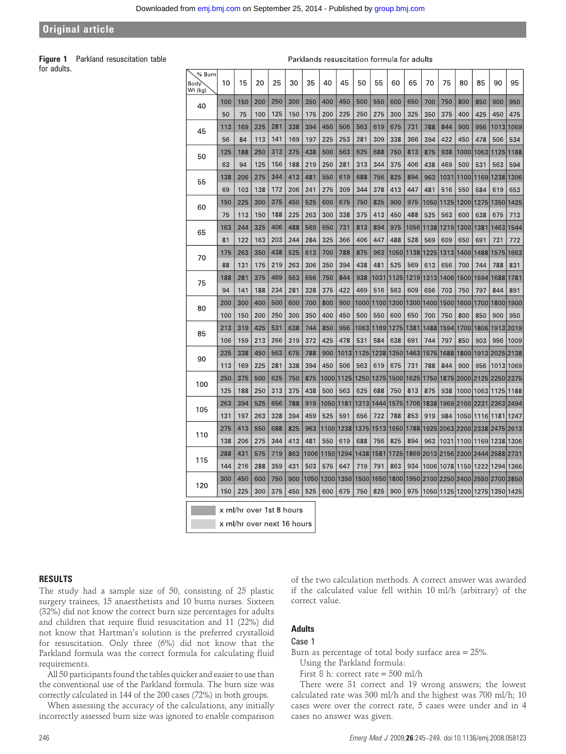**Figure 1** Parkland resuscitation table for adults.

Parklands resuscitation formula for adults

| Body Wt (kg) \ % Burn | 10 | 15 | 20 | 25 | 30 | 35 | 40 | 45 | 50 | 55 | 60 | 65 | 70 | 75 | 80 | 85 | 90 | 95 |
|---|---|---|---|---|---|---|---|---|---|---|---|---|---|---|---|---|---|---|
| 40 | 100 | 150 | 200 | 250 | 300 | 350 | 400 | 450 | 500 | 550 | 600 | 650 | 700 | 750 | 800 | 850 | 900 | 950 |
| | 50 | 75 | 100 | 125 | 150 | 175 | 200 | 225 | 250 | 275 | 300 | 325 | 350 | 375 | 400 | 425 | 450 | 475 |
| 45 | 113 | 169 | 225 | 281 | 338 | 394 | 450 | 506 | 563 | 619 | 675 | 731 | 788 | 844 | 900 | 956 | 1013 | 1069 |
| | 56 | 84 | 113 | 141 | 169 | 197 | 225 | 253 | 281 | 309 | 338 | 366 | 394 | 422 | 450 | 478 | 506 | 534 |
| 50 | 125 | 188 | 250 | 313 | 375 | 438 | 500 | 563 | 625 | 688 | 750 | 813 | 875 | 938 | 1000 | 1063 | 1125 | 1188 |
| | 63 | 94 | 125 | 156 | 188 | 219 | 250 | 281 | 313 | 344 | 375 | 406 | 438 | 469 | 500 | 531 | 563 | 594 |
| 55 | 138 | 206 | 275 | 344 | 413 | 481 | 550 | 619 | 688 | 756 | 825 | 894 | 963 | 1031 | 1100 | 1169 | 1238 | 1306 |
| | 69 | 103 | 138 | 172 | 206 | 241 | 275 | 309 | 344 | 378 | 413 | 447 | 481 | 516 | 550 | 584 | 619 | 653 |
| 60 | 150 | 225 | 300 | 375 | 450 | 525 | 600 | 675 | 750 | 825 | 900 | 975 | 1050 | 1125 | 1200 | 1275 | 1350 | 1425 |
| | 75 | 113 | 150 | 188 | 225 | 263 | 300 | 338 | 375 | 413 | 450 | 488 | 525 | 563 | 600 | 638 | 675 | 713 |
| 65 | 163 | 244 | 325 | 406 | 488 | 569 | 650 | 731 | 813 | 894 | 975 | 1056 | 1138 | 1219 | 1300 | 1381 | 1463 | 1544 |
| | 81 | 122 | 163 | 203 | 244 | 284 | 325 | 366 | 406 | 447 | 488 | 528 | 569 | 609 | 650 | 691 | 731 | 772 |
| 70 | 175 | 263 | 350 | 438 | 525 | 613 | 700 | 788 | 875 | 963 | 1050 | 1138 | 1225 | 1313 | 1400 | 1488 | 1575 | 1663 |
| | 88 | 131 | 175 | 219 | 263 | 306 | 350 | 394 | 438 | 481 | 525 | 569 | 613 | 656 | 700 | 744 | 788 | 831 |
| 75 | 188 | 281 | 375 | 469 | 563 | 656 | 750 | 844 | 938 | 1031 | 1125 | 1219 | 1313 | 1406 | 1500 | 1594 | 1688 | 1781 |
| | 94 | 141 | 188 | 234 | 281 | 328 | 375 | 422 | 469 | 516 | 563 | 609 | 656 | 703 | 750 | 797 | 844 | 891 |
| 80 | 200 | 300 | 400 | 500 | 600 | 700 | 800 | 900 | 1000 | 1100 | 1200 | 1300 | 1400 | 1500 | 1600 | 1700 | 1800 | 1900 |
| | 100 | 150 | 200 | 250 | 300 | 350 | 400 | 450 | 500 | 550 | 600 | 650 | 700 | 750 | 800 | 850 | 900 | 950 |
| 85 | 213 | 319 | 425 | 531 | 638 | 744 | 850 | 956 | 1063 | 1169 | 1275 | 1381 | 1488 | 1594 | 1700 | 1806 | 1913 | 2019 |
| | 106 | 159 | 213 | 266 | 319 | 372 | 425 | 478 | 531 | 584 | 638 | 691 | 744 | 797 | 850 | 903 | 956 | 1009 |
| 90 | 225 | 338 | 450 | 563 | 675 | 788 | 900 | 1013 | 1125 | 1238 | 1350 | 1463 | 1575 | 1688 | 1800 | 1913 | 2025 | 2138 |
| | 113 | 169 | 225 | 281 | 338 | 394 | 450 | 506 | 563 | 619 | 675 | 731 | 788 | 844 | 900 | 956 | 1013 | 1069 |
| 100 | 250 | 375 | 500 | 625 | 750 | 875 | 1000 | 1125 | 1250 | 1375 | 1500 | 1625 | 1750 | 1875 | 2000 | 2125 | 2250 | 2375 |
| | 125 | 188 | 250 | 313 | 375 | 438 | 500 | 563 | 625 | 688 | 750 | 813 | 875 | 938 | 1000 | 1063 | 1125 | 1188 |
| 105 | 263 | 394 | 525 | 656 | 788 | 919 | 1050 | 1181 | 1313 | 1444 | 1575 | 1706 | 1838 | 1969 | 2100 | 2231 | 2363 | 2494 |
| | 131 | 197 | 263 | 328 | 394 | 459 | 525 | 591 | 656 | 722 | 788 | 853 | 919 | 984 | 1050 | 1116 | 1181 | 1247 |
| 110 | 275 | 413 | 550 | 688 | 825 | 963 | 1100 | 1238 | 1375 | 1513 | 1650 | 1788 | 1925 | 2063 | 2200 | 2338 | 2475 | 2613 |
| | 138 | 206 | 275 | 344 | 413 | 481 | 550 | 619 | 688 | 756 | 825 | 894 | 963 | 1031 | 1100 | 1169 | 1238 | 1306 |
| 115 | 288 | 431 | 575 | 719 | 863 | 1006 | 1150 | 1294 | 1438 | 1581 | 1725 | 1869 | 2013 | 2156 | 2300 | 2444 | 2588 | 2731 |
| | 144 | 216 | 288 | 359 | 431 | 503 | 575 | 647 | 719 | 791 | 863 | 934 | 1006 | 1078 | 1150 | 1222 | 1294 | 1366 |
| 120 | 300 | 450 | 600 | 750 | 900 | 1050 | 1200 | 1350 | 1500 | 1650 | 1800 | 1950 | 2100 | 2250 | 2400 | 2550 | 2700 | 2850 |
| | 150 | 225 | 300 | 375 | 450 | 525 | 600 | 675 | 750 | 825 | 900 | 975 | 1050 | 1125 | 1200 | 1275 | 1350 | 1425 |

Key: dark shading — x ml/hr over 1st 8 hours (first row for each body weight); light shading — x ml/hr over next 16 hours (second row for each body weight).

## RESULTS

The study had a sample size of 50, consisting of 25 plastic surgery trainees, 15 anaesthetists and 10 burns nurses. Sixteen (32%) did not know the correct burn size percentages for adults and children that require fluid resuscitation and 11 (22%) did not know that Hartman's solution is the preferred crystalloid for resuscitation. Only three (6%) did not know that the Parkland formula was the correct formula for calculating fluid requirements.

All 50 participants found the tables quicker and easier to use than the conventional use of the Parkland formula. The burn size was correctly calculated in 144 of the 200 cases (72%) in both groups.

When assessing the accuracy of the calculations, any initially incorrectly assessed burn size was ignored to enable comparison of the two calculation methods. A correct answer was awarded if the calculated value fell within 10 ml/h (arbitrary) of the correct value.

### Adults

#### Case 1

Burn as percentage of total body surface area = 25%.

Using the Parkland formula:

First 8 h: correct rate = 500 ml/h

There were 31 correct and 19 wrong answers; the lowest calculated rate was 300 ml/h and the highest was 700 ml/h; 10 cases were over the correct rate, 5 cases were under and in 4 cases no answer was given.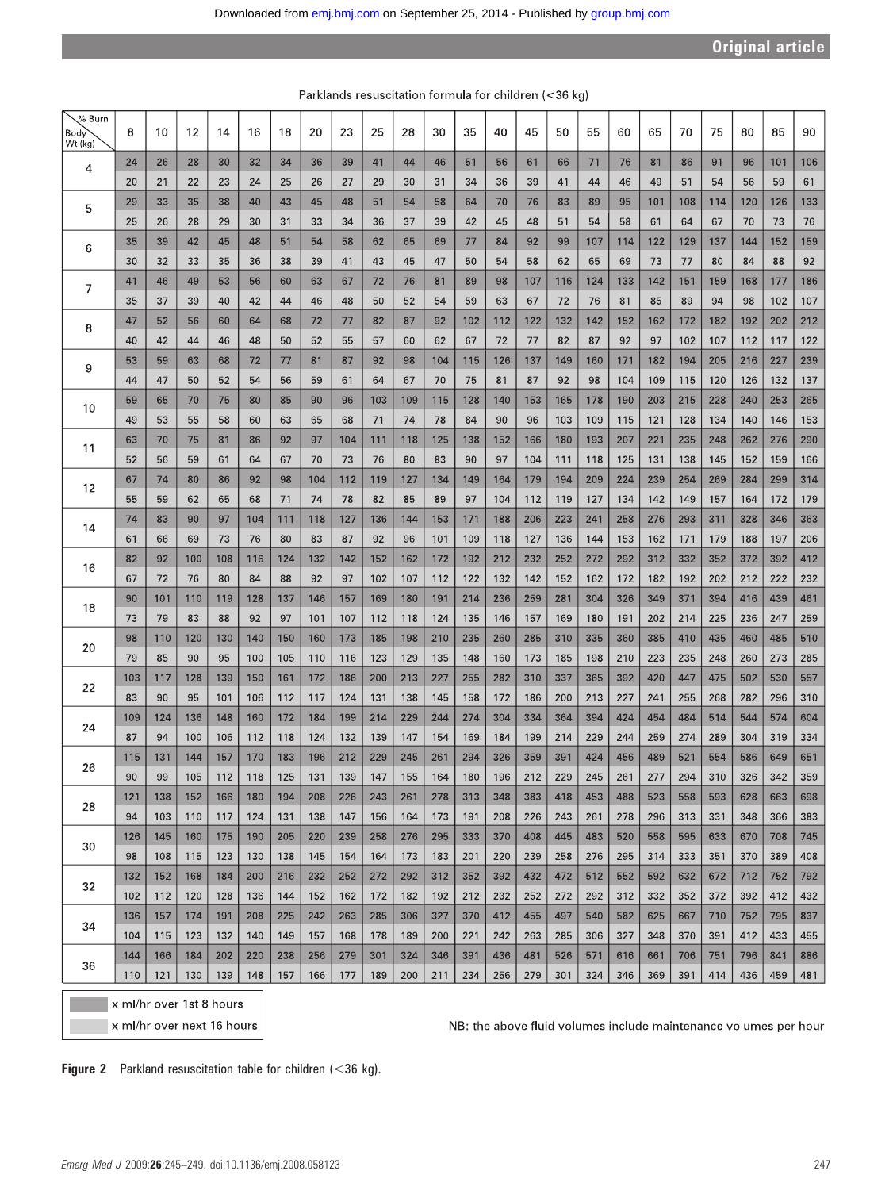Parklands resuscitation formula for children (<36 kg)

| % Burn / Body Wt (kg) | | 8 | 10 | 12 | 14 | 16 | 18 | 20 | 23 | 25 | 28 | 30 | 35 | 40 | 45 | 50 | 55 | 60 | 65 | 70 | 75 | 80 | 85 | 90 |
|---|---|---|---|---|---|---|---|---|---|---|---|---|---|---|---|---|---|---|---|---|---|---|---|---|
| 4 | 1st 8 h | 24 | 26 | 28 | 30 | 32 | 34 | 36 | 39 | 41 | 44 | 46 | 51 | 56 | 61 | 66 | 71 | 76 | 81 | 86 | 91 | 96 | 101 | 106 |
| | next 16 h | 20 | 21 | 22 | 23 | 24 | 25 | 26 | 27 | 29 | 30 | 31 | 34 | 36 | 39 | 41 | 44 | 46 | 49 | 51 | 54 | 56 | 59 | 61 |
| 5 | 1st 8 h | 29 | 33 | 35 | 38 | 40 | 43 | 45 | 48 | 51 | 54 | 58 | 64 | 70 | 76 | 83 | 89 | 95 | 101 | 108 | 114 | 120 | 126 | 133 |
| | next 16 h | 25 | 26 | 28 | 29 | 30 | 31 | 33 | 34 | 36 | 37 | 39 | 42 | 45 | 48 | 51 | 54 | 58 | 61 | 64 | 67 | 70 | 73 | 76 |
| 6 | 1st 8 h | 35 | 39 | 42 | 45 | 48 | 51 | 54 | 58 | 62 | 65 | 69 | 77 | 84 | 92 | 99 | 107 | 114 | 122 | 129 | 137 | 144 | 152 | 159 |
| | next 16 h | 30 | 32 | 33 | 35 | 36 | 38 | 39 | 41 | 43 | 45 | 47 | 50 | 54 | 58 | 62 | 65 | 69 | 73 | 77 | 80 | 84 | 88 | 92 |
| 7 | 1st 8 h | 41 | 46 | 49 | 53 | 56 | 60 | 63 | 67 | 72 | 76 | 81 | 89 | 98 | 107 | 116 | 124 | 133 | 142 | 151 | 159 | 168 | 177 | 186 |
| | next 16 h | 35 | 37 | 39 | 40 | 42 | 44 | 46 | 48 | 50 | 52 | 54 | 59 | 63 | 67 | 72 | 76 | 81 | 85 | 89 | 94 | 98 | 102 | 107 |
| 8 | 1st 8 h | 47 | 52 | 56 | 60 | 64 | 68 | 72 | 77 | 82 | 87 | 92 | 102 | 112 | 122 | 132 | 142 | 152 | 162 | 172 | 182 | 192 | 202 | 212 |
| | next 16 h | 40 | 42 | 44 | 46 | 48 | 50 | 52 | 55 | 57 | 60 | 62 | 67 | 72 | 77 | 82 | 87 | 92 | 97 | 102 | 107 | 112 | 117 | 122 |
| 9 | 1st 8 h | 53 | 59 | 63 | 68 | 72 | 77 | 81 | 87 | 92 | 98 | 104 | 115 | 126 | 137 | 149 | 160 | 171 | 182 | 194 | 205 | 216 | 227 | 239 |
| | next 16 h | 44 | 47 | 50 | 52 | 54 | 56 | 59 | 61 | 64 | 67 | 70 | 75 | 81 | 87 | 92 | 98 | 104 | 109 | 115 | 120 | 126 | 132 | 137 |
| 10 | 1st 8 h | 59 | 65 | 70 | 75 | 80 | 85 | 90 | 96 | 103 | 109 | 115 | 128 | 140 | 153 | 165 | 178 | 190 | 203 | 215 | 228 | 240 | 253 | 265 |
| | next 16 h | 49 | 53 | 55 | 58 | 60 | 63 | 65 | 68 | 71 | 74 | 78 | 84 | 90 | 96 | 103 | 109 | 115 | 121 | 128 | 134 | 140 | 146 | 153 |
| 11 | 1st 8 h | 63 | 70 | 75 | 81 | 86 | 92 | 97 | 104 | 111 | 118 | 125 | 138 | 152 | 166 | 180 | 193 | 207 | 221 | 235 | 248 | 262 | 276 | 290 |
| | next 16 h | 52 | 56 | 59 | 61 | 64 | 67 | 70 | 73 | 76 | 80 | 83 | 90 | 97 | 104 | 111 | 118 | 125 | 131 | 138 | 145 | 152 | 159 | 166 |
| 12 | 1st 8 h | 67 | 74 | 80 | 86 | 92 | 98 | 104 | 112 | 119 | 127 | 134 | 149 | 164 | 179 | 194 | 209 | 224 | 239 | 254 | 269 | 284 | 299 | 314 |
| | next 16 h | 55 | 59 | 62 | 65 | 68 | 71 | 74 | 78 | 82 | 85 | 89 | 97 | 104 | 112 | 119 | 127 | 134 | 142 | 149 | 157 | 164 | 172 | 179 |
| 14 | 1st 8 h | 74 | 83 | 90 | 97 | 104 | 111 | 118 | 127 | 136 | 144 | 153 | 171 | 188 | 206 | 223 | 241 | 258 | 276 | 293 | 311 | 328 | 346 | 363 |
| | next 16 h | 61 | 66 | 69 | 73 | 76 | 80 | 83 | 87 | 92 | 96 | 101 | 109 | 118 | 127 | 136 | 144 | 153 | 162 | 171 | 179 | 188 | 197 | 206 |
| 16 | 1st 8 h | 82 | 92 | 100 | 108 | 116 | 124 | 132 | 142 | 152 | 162 | 172 | 192 | 212 | 232 | 252 | 272 | 292 | 312 | 332 | 352 | 372 | 392 | 412 |
| | next 16 h | 67 | 72 | 76 | 80 | 84 | 88 | 92 | 97 | 102 | 107 | 112 | 122 | 132 | 142 | 152 | 162 | 172 | 182 | 192 | 202 | 212 | 222 | 232 |
| 18 | 1st 8 h | 90 | 101 | 110 | 119 | 128 | 137 | 146 | 157 | 169 | 180 | 191 | 214 | 236 | 259 | 281 | 304 | 326 | 349 | 371 | 394 | 416 | 439 | 461 |
| | next 16 h | 73 | 79 | 83 | 88 | 92 | 97 | 101 | 107 | 112 | 118 | 124 | 135 | 146 | 157 | 169 | 180 | 191 | 202 | 214 | 225 | 236 | 247 | 259 |
| 20 | 1st 8 h | 98 | 110 | 120 | 130 | 140 | 150 | 160 | 173 | 185 | 198 | 210 | 235 | 260 | 285 | 310 | 335 | 360 | 385 | 410 | 435 | 460 | 485 | 510 |
| | next 16 h | 79 | 85 | 90 | 95 | 100 | 105 | 110 | 116 | 123 | 129 | 135 | 148 | 160 | 173 | 185 | 198 | 210 | 223 | 235 | 248 | 260 | 273 | 285 |
| 22 | 1st 8 h | 103 | 117 | 128 | 139 | 150 | 161 | 172 | 186 | 200 | 213 | 227 | 255 | 282 | 310 | 337 | 365 | 392 | 420 | 447 | 475 | 502 | 530 | 557 |
| | next 16 h | 83 | 90 | 95 | 101 | 106 | 112 | 117 | 124 | 131 | 138 | 145 | 158 | 172 | 186 | 200 | 213 | 227 | 241 | 255 | 268 | 282 | 296 | 310 |
| 24 | 1st 8 h | 109 | 124 | 136 | 148 | 160 | 172 | 184 | 199 | 214 | 229 | 244 | 274 | 304 | 334 | 364 | 394 | 424 | 454 | 484 | 514 | 544 | 574 | 604 |
| | next 16 h | 87 | 94 | 100 | 106 | 112 | 118 | 124 | 132 | 139 | 147 | 154 | 169 | 184 | 199 | 214 | 229 | 244 | 259 | 274 | 289 | 304 | 319 | 334 |
| 26 | 1st 8 h | 115 | 131 | 144 | 157 | 170 | 183 | 196 | 212 | 229 | 245 | 261 | 294 | 326 | 359 | 391 | 424 | 456 | 489 | 521 | 554 | 586 | 649 | 651 |
| | next 16 h | 90 | 99 | 105 | 112 | 118 | 125 | 131 | 139 | 147 | 155 | 164 | 180 | 196 | 212 | 229 | 245 | 261 | 277 | 294 | 310 | 326 | 342 | 359 |
| 28 | 1st 8 h | 121 | 138 | 152 | 166 | 180 | 194 | 208 | 226 | 243 | 261 | 278 | 313 | 348 | 383 | 418 | 453 | 488 | 523 | 558 | 593 | 628 | 663 | 698 |
| | next 16 h | 94 | 103 | 110 | 117 | 124 | 131 | 138 | 147 | 156 | 164 | 173 | 191 | 208 | 226 | 243 | 261 | 278 | 296 | 313 | 331 | 348 | 366 | 383 |
| 30 | 1st 8 h | 126 | 145 | 160 | 175 | 190 | 205 | 220 | 239 | 258 | 276 | 295 | 333 | 370 | 408 | 445 | 483 | 520 | 558 | 595 | 633 | 670 | 708 | 745 |
| | next 16 h | 98 | 108 | 115 | 123 | 130 | 138 | 145 | 154 | 164 | 173 | 183 | 201 | 220 | 239 | 258 | 276 | 295 | 314 | 333 | 351 | 370 | 389 | 408 |
| 32 | 1st 8 h | 132 | 152 | 168 | 184 | 200 | 216 | 232 | 252 | 272 | 292 | 312 | 352 | 392 | 432 | 472 | 512 | 552 | 592 | 632 | 672 | 712 | 752 | 792 |
| | next 16 h | 102 | 112 | 120 | 128 | 136 | 144 | 152 | 162 | 172 | 182 | 192 | 212 | 232 | 252 | 272 | 292 | 312 | 332 | 352 | 372 | 392 | 412 | 432 |
| 34 | 1st 8 h | 136 | 157 | 174 | 191 | 208 | 225 | 242 | 263 | 285 | 306 | 327 | 370 | 412 | 455 | 497 | 540 | 582 | 625 | 667 | 710 | 752 | 795 | 837 |
| | next 16 h | 104 | 115 | 123 | 132 | 140 | 149 | 157 | 168 | 178 | 189 | 200 | 221 | 242 | 263 | 285 | 306 | 327 | 348 | 370 | 391 | 412 | 433 | 455 |
| 36 | 1st 8 h | 144 | 166 | 184 | 202 | 220 | 238 | 256 | 279 | 301 | 324 | 346 | 391 | 436 | 481 | 526 | 571 | 616 | 661 | 706 | 751 | 796 | 841 | 886 |
| | next 16 h | 110 | 121 | 130 | 139 | 148 | 157 | 166 | 177 | 189 | 200 | 211 | 234 | 256 | 279 | 301 | 324 | 346 | 369 | 391 | 414 | 436 | 459 | 481 |

Key: dark shading = x ml/hr over 1st 8 hours; light shading = x ml/hr over next 16 hours

NB: the above fluid volumes include maintenance volumes per hour

**Figure 2** Parkland resuscitation table for children (<36 kg).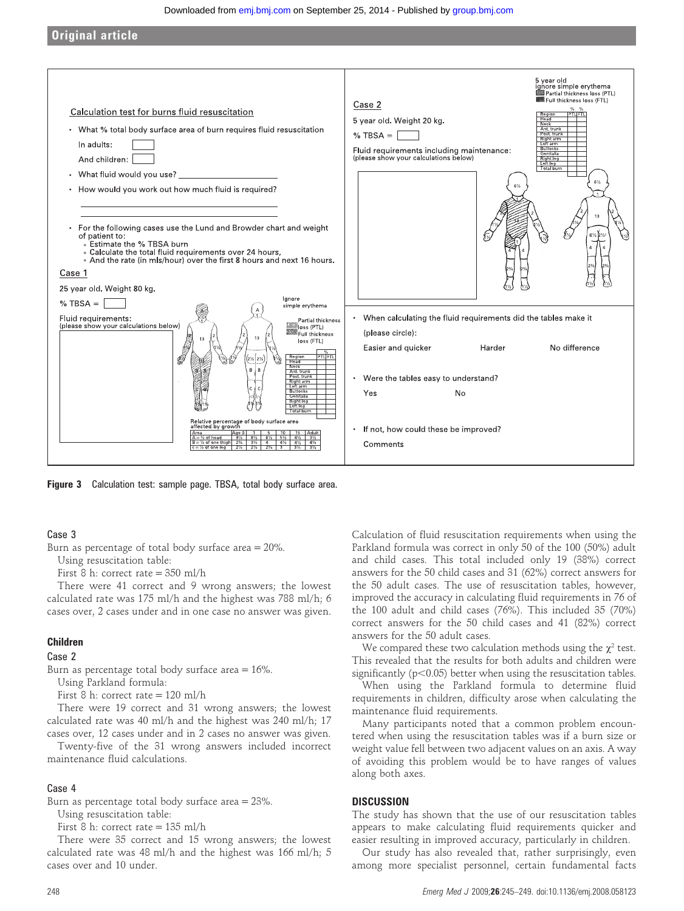**Figure 3** Calculation test: sample page. TBSA, total body surface area.

Case 3

Burn as percentage of total body surface area = 20%.

Using resuscitation table:

First 8 h: correct rate = 350 ml/h

There were 41 correct and 9 wrong answers; the lowest calculated rate was 175 ml/h and the highest was 788 ml/h; 6 cases over, 2 cases under and in one case no answer was given.

### Children

Case 2

Burn as percentage total body surface area = 16%.

Using Parkland formula:

First 8 h: correct rate = 120 ml/h

There were 19 correct and 31 wrong answers; the lowest calculated rate was 40 ml/h and the highest was 240 ml/h; 17 cases over, 12 cases under and in 2 cases no answer was given.

Twenty-five of the 31 wrong answers included incorrect maintenance fluid calculations.

Case 4

Burn as percentage total body surface area = 23%.

Using resuscitation table:

First 8 h: correct rate = 135 ml/h

There were 35 correct and 15 wrong answers; the lowest calculated rate was 48 ml/h and the highest was 166 ml/h; 5 cases over and 10 under.

Calculation of fluid resuscitation requirements when using the Parkland formula was correct in only 50 of the 100 (50%) adult and child cases. This total included only 19 (38%) correct answers for the 50 child cases and 31 (62%) correct answers for the 50 adult cases. The use of resuscitation tables, however, improved the accuracy in calculating fluid requirements in 76 of the 100 adult and child cases (76%). This included 35 (70%) correct answers for the 50 child cases and 41 (82%) correct answers for the 50 adult cases.

We compared these two calculation methods using the $\chi^2$ test. This revealed that the results for both adults and children were significantly ($p<0.05$) better when using the resuscitation tables.

When using the Parkland formula to determine fluid requirements in children, difficulty arose when calculating the maintenance fluid requirements.

Many participants noted that a common problem encountered when using the resuscitation tables was if a burn size or weight value fell between two adjacent values on an axis. A way of avoiding this problem would be to have ranges of values along both axes.

## DISCUSSION

The study has shown that the use of our resuscitation tables appears to make calculating fluid requirements quicker and easier resulting in improved accuracy, particularly in children.

Our study has also revealed that, rather surprisingly, even among more specialist personnel, certain fundamental facts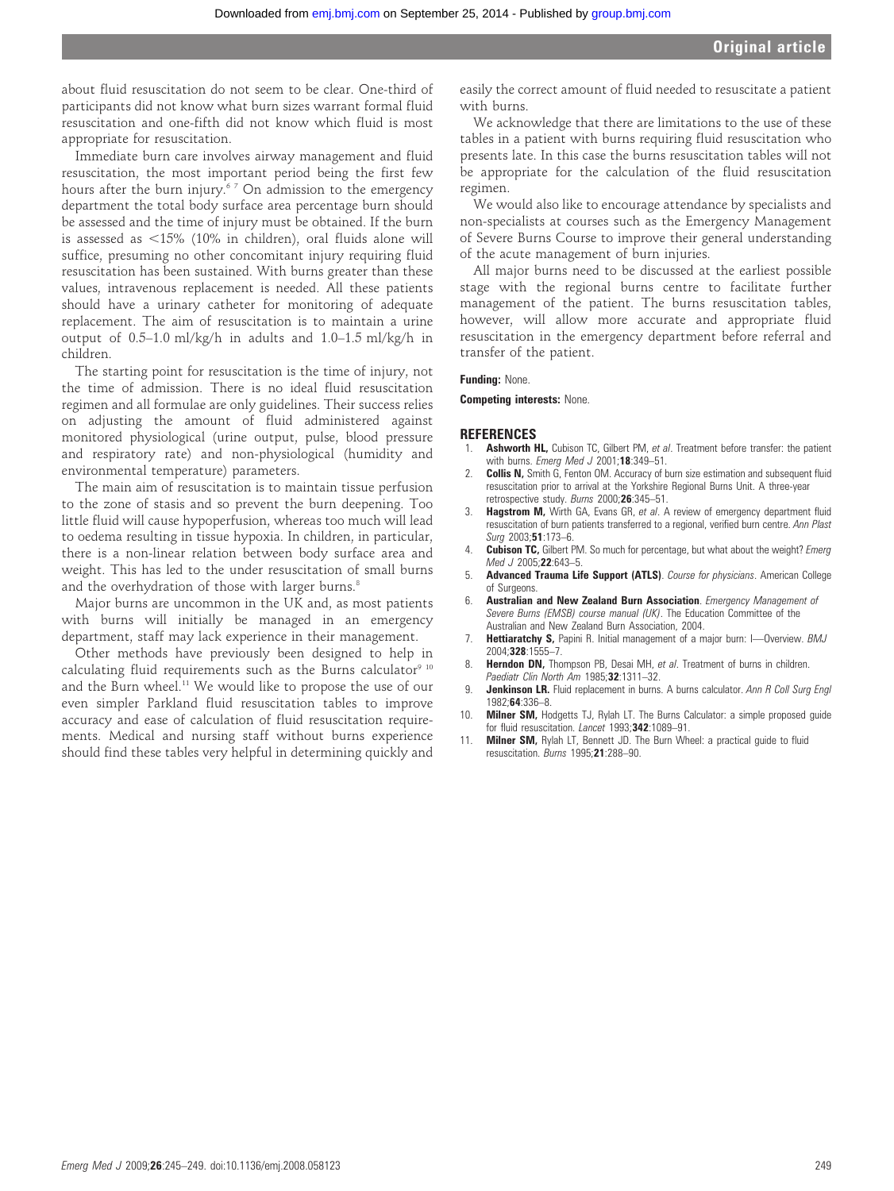about fluid resuscitation do not seem to be clear. One-third of participants did not know what burn sizes warrant formal fluid resuscitation and one-fifth did not know which fluid is most appropriate for resuscitation.

Immediate burn care involves airway management and fluid resuscitation, the most important period being the first few hours after the burn injury.[6 7] On admission to the emergency department the total body surface area percentage burn should be assessed and the time of injury must be obtained. If the burn is assessed as <15% (10% in children), oral fluids alone will suffice, presuming no other concomitant injury requiring fluid resuscitation has been sustained. With burns greater than these values, intravenous replacement is needed. All these patients should have a urinary catheter for monitoring of adequate replacement. The aim of resuscitation is to maintain a urine output of 0.5–1.0 ml/kg/h in adults and 1.0–1.5 ml/kg/h in children.

The starting point for resuscitation is the time of injury, not the time of admission. There is no ideal fluid resuscitation regimen and all formulae are only guidelines. Their success relies on adjusting the amount of fluid administered against monitored physiological (urine output, pulse, blood pressure and respiratory rate) and non-physiological (humidity and environmental temperature) parameters.

The main aim of resuscitation is to maintain tissue perfusion to the zone of stasis and so prevent the burn deepening. Too little fluid will cause hypoperfusion, whereas too much will lead to oedema resulting in tissue hypoxia. In children, in particular, there is a non-linear relation between body surface area and weight. This has led to the under resuscitation of small burns and the overhydration of those with larger burns.[8]

Major burns are uncommon in the UK and, as most patients with burns will initially be managed in an emergency department, staff may lack experience in their management.

Other methods have previously been designed to help in calculating fluid requirements such as the Burns calculator[9 10] and the Burn wheel.[11] We would like to propose the use of our even simpler Parkland fluid resuscitation tables to improve accuracy and ease of calculation of fluid resuscitation requirements. Medical and nursing staff without burns experience should find these tables very helpful in determining quickly and easily the correct amount of fluid needed to resuscitate a patient with burns.

We acknowledge that there are limitations to the use of these tables in a patient with burns requiring fluid resuscitation who presents late. In this case the burns resuscitation tables will not be appropriate for the calculation of the fluid resuscitation regimen.

We would also like to encourage attendance by specialists and non-specialists at courses such as the Emergency Management of Severe Burns Course to improve their general understanding of the acute management of burn injuries.

All major burns need to be discussed at the earliest possible stage with the regional burns centre to facilitate further management of the patient. The burns resuscitation tables, however, will allow more accurate and appropriate fluid resuscitation in the emergency department before referral and transfer of the patient.

**Funding:** None.

**Competing interests:** None.

## REFERENCES

1. **Ashworth HL,** Cubison TC, Gilbert PM, *et al*. Treatment before transfer: the patient with burns. *Emerg Med J* 2001;**18**:349–51.
2. **Collis N,** Smith G, Fenton OM. Accuracy of burn size estimation and subsequent fluid resuscitation prior to arrival at the Yorkshire Regional Burns Unit. A three-year retrospective study. *Burns* 2000;**26**:345–51.
3. **Hagstrom M,** Wirth GA, Evans GR, *et al*. A review of emergency department fluid resuscitation of burn patients transferred to a regional, verified burn centre. *Ann Plast Surg* 2003;**51**:173–6.
4. **Cubison TC,** Gilbert PM. So much for percentage, but what about the weight? *Emerg Med J* 2005;**22**:643–5.
5. **Advanced Trauma Life Support (ATLS)**. *Course for physicians*. American College of Surgeons.
6. **Australian and New Zealand Burn Association**. *Emergency Management of Severe Burns (EMSB) course manual (UK)*. The Education Committee of the Australian and New Zealand Burn Association, 2004.
7. **Hettiaratchy S,** Papini R. Initial management of a major burn: I—Overview. *BMJ* 2004;**328**:1555–7.
8. **Herndon DN,** Thompson PB, Desai MH, *et al*. Treatment of burns in children. *Paediatr Clin North Am* 1985;**32**:1311–32.
9. **Jenkinson LR.** Fluid replacement in burns. A burns calculator. *Ann R Coll Surg Engl* 1982;**64**:336–8.
10. **Milner SM,** Hodgetts TJ, Rylah LT. The Burns Calculator: a simple proposed guide for fluid resuscitation. *Lancet* 1993;**342**:1089–91.
11. **Milner SM,** Rylah LT, Bennett JD. The Burn Wheel: a practical guide to fluid resuscitation. *Burns* 1995;**21**:288–90.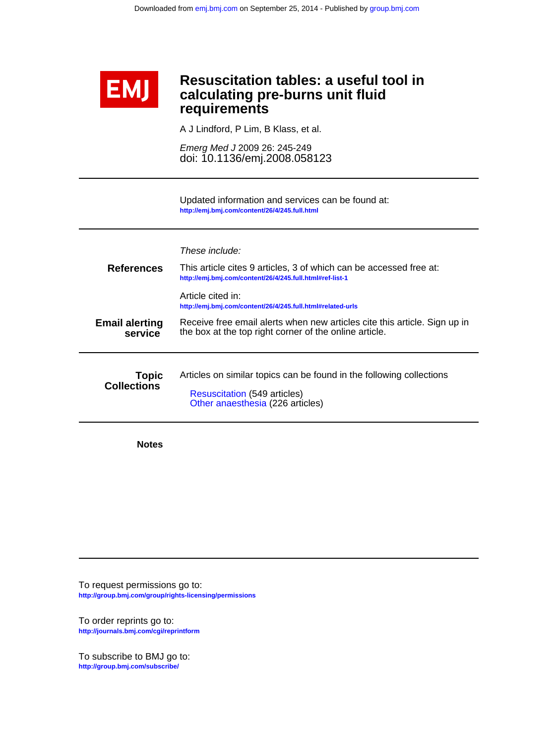Downloaded from emj.bmj.com on September 25, 2014 - Published by group.bmj.com

EMJ

# Resuscitation tables: a useful tool in calculating pre-burns unit fluid requirements

A J Lindford, P Lim, B Klass, et al.

*Emerg Med J* 2009 26: 245-249
doi: 10.1136/emj.2008.058123

Updated information and services can be found at:
**http://emj.bmj.com/content/26/4/245.full.html**

*These include:*

**References**

This article cites 9 articles, 3 of which can be accessed free at:
**http://emj.bmj.com/content/26/4/245.full.html#ref-list-1**

Article cited in:
**http://emj.bmj.com/content/26/4/245.full.html#related-urls**

**Email alerting service**

Receive free email alerts when new articles cite this article. Sign up in the box at the top right corner of the online article.

**Topic Collections**

Articles on similar topics can be found in the following collections

Resuscitation (549 articles)
Other anaesthesia (226 articles)

**Notes**

To request permissions go to:
**http://group.bmj.com/group/rights-licensing/permissions**

To order reprints go to:
**http://journals.bmj.com/cgi/reprintform**

To subscribe to BMJ go to:
**http://group.bmj.com/subscribe/**